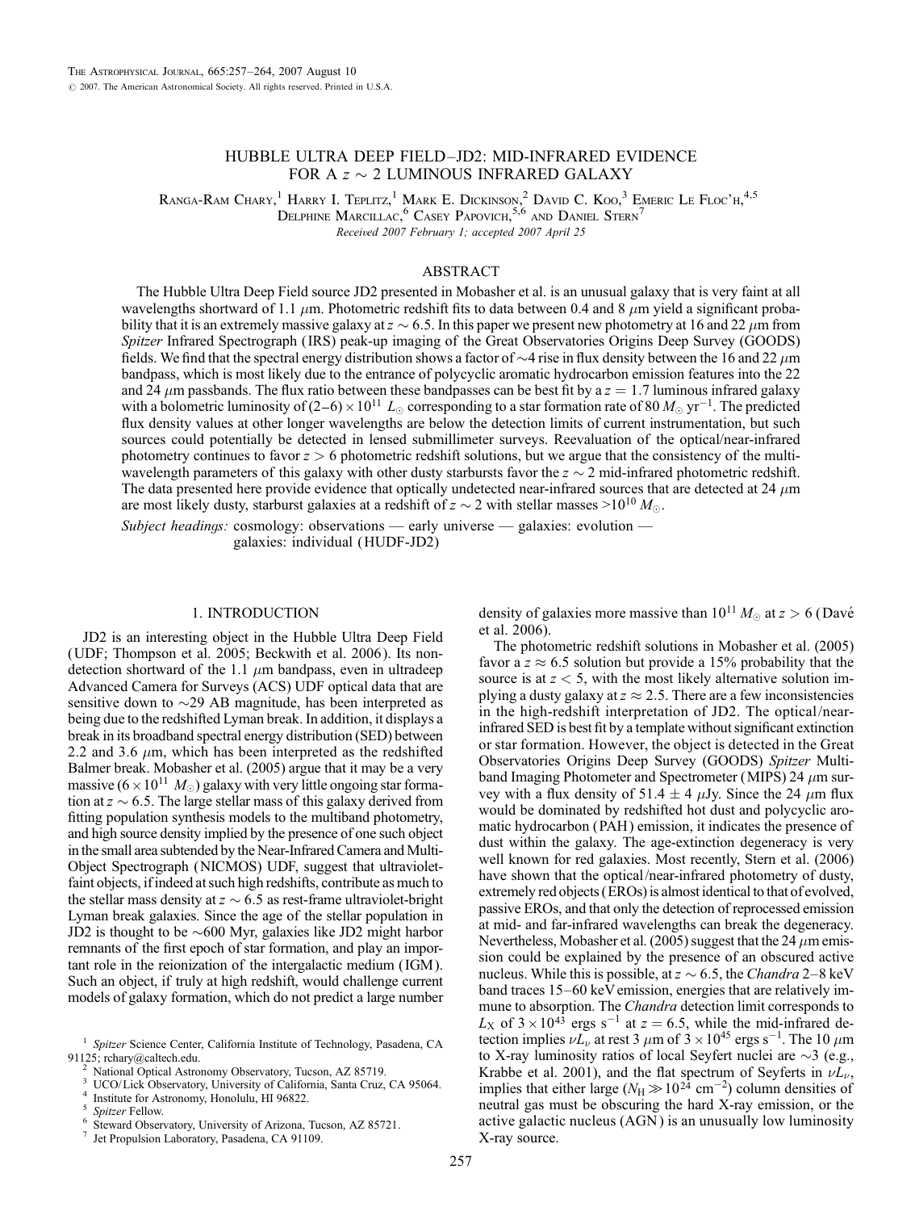# HUBBLE ULTRA DEEP FIELD–JD2: MID-INFRARED EVIDENCE FOR A $z \sim 2$ LUMINOUS INFRARED GALAXY

Ranga-Ram Chary,[1] Harry I. Teplitz,[1] Mark E. Dickinson,[2] David C. Koo,[3] Emeric Le Floc'h,[4,5] Delphine Marcillac,[6] Casey Papovich,[5,6] and Daniel Stern[7]

*Received 2007 February 1; accepted 2007 April 25*

## ABSTRACT

The Hubble Ultra Deep Field source JD2 presented in Mobasher et al. is an unusual galaxy that is very faint at all wavelengths shortward of 1.1 $\mu$m. Photometric redshift fits to data between 0.4 and 8 $\mu$m yield a significant probability that it is an extremely massive galaxy at $z \sim 6.5$. In this paper we present new photometry at 16 and 22 $\mu$m from *Spitzer* Infrared Spectrograph (IRS) peak-up imaging of the Great Observatories Origins Deep Survey (GOODS) fields. We find that the spectral energy distribution shows a factor of $\sim$4 rise in flux density between the 16 and 22 $\mu$m bandpass, which is most likely due to the entrance of polycyclic aromatic hydrocarbon emission features into the 22 and 24 $\mu$m passbands. The flux ratio between these bandpasses can be best fit by a $z = 1.7$ luminous infrared galaxy with a bolometric luminosity of $(2–6) \times 10^{11}$ $L_{\odot}$ corresponding to a star formation rate of 80 $M_{\odot}$ yr$^{-1}$. The predicted flux density values at other longer wavelengths are below the detection limits of current instrumentation, but such sources could potentially be detected in lensed submillimeter surveys. Reevaluation of the optical/near-infrared photometry continues to favor $z > 6$ photometric redshift solutions, but we argue that the consistency of the multiwavelength parameters of this galaxy with other dusty starbursts favor the $z \sim 2$ mid-infrared photometric redshift. The data presented here provide evidence that optically undetected near-infrared sources that are detected at 24 $\mu$m are most likely dusty, starburst galaxies at a redshift of $z \sim 2$ with stellar masses $>10^{10}$ $M_{\odot}$.

*Subject headings:* cosmology: observations — early universe — galaxies: evolution — galaxies: individual (HUDF-JD2)

## 1. INTRODUCTION

JD2 is an interesting object in the Hubble Ultra Deep Field (UDF; Thompson et al. 2005; Beckwith et al. 2006). Its nondetection shortward of the 1.1 $\mu$m bandpass, even in ultradeep Advanced Camera for Surveys (ACS) UDF optical data that are sensitive down to $\sim$29 AB magnitude, has been interpreted as being due to the redshifted Lyman break. In addition, it displays a break in its broadband spectral energy distribution (SED) between 2.2 and 3.6 $\mu$m, which has been interpreted as the redshifted Balmer break. Mobasher et al. (2005) argue that it may be a very massive ($6 \times 10^{11}$ $M_{\odot}$) galaxy with very little ongoing star formation at $z \sim 6.5$. The large stellar mass of this galaxy derived from fitting population synthesis models to the multiband photometry, and high source density implied by the presence of one such object in the small area subtended by the Near-Infrared Camera and Multi-Object Spectrograph (NICMOS) UDF, suggest that ultraviolet-faint objects, if indeed at such high redshifts, contribute as much to the stellar mass density at $z \sim 6.5$ as rest-frame ultraviolet-bright Lyman break galaxies. Since the age of the stellar population in JD2 is thought to be $\sim$600 Myr, galaxies like JD2 might harbor remnants of the first epoch of star formation, and play an important role in the reionization of the intergalactic medium (IGM). Such an object, if truly at high redshift, would challenge current models of galaxy formation, which do not predict a large number density of galaxies more massive than $10^{11}$ $M_{\odot}$ at $z > 6$ (Davé et al. 2006).

The photometric redshift solutions in Mobasher et al. (2005) favor a $z \approx 6.5$ solution but provide a 15% probability that the source is at $z < 5$, with the most likely alternative solution implying a dusty galaxy at $z \approx 2.5$. There are a few inconsistencies in the high-redshift interpretation of JD2. The optical/near-infrared SED is best fit by a template without significant extinction or star formation. However, the object is detected in the Great Observatories Origins Deep Survey (GOODS) *Spitzer* Multiband Imaging Photometer and Spectrometer (MIPS) 24 $\mu$m survey with a flux density of $51.4 \pm 4$ $\mu$Jy. Since the 24 $\mu$m flux would be dominated by redshifted hot dust and polycyclic aromatic hydrocarbon (PAH) emission, it indicates the presence of dust within the galaxy. The age-extinction degeneracy is very well known for red galaxies. Most recently, Stern et al. (2006) have shown that the optical/near-infrared photometry of dusty, extremely red objects (EROs) is almost identical to that of evolved, passive EROs, and that only the detection of reprocessed emission at mid- and far-infrared wavelengths can break the degeneracy. Nevertheless, Mobasher et al. (2005) suggest that the 24 $\mu$m emission could be explained by the presence of an obscured active nucleus. While this is possible, at $z \sim 6.5$, the *Chandra* 2–8 keV band traces 15–60 keV emission, energies that are relatively immune to absorption. The *Chandra* detection limit corresponds to $L_X$ of $3 \times 10^{43}$ ergs s$^{-1}$ at $z = 6.5$, while the mid-infrared detection implies $\nu L_{\nu}$ at rest 3 $\mu$m of $3 \times 10^{45}$ ergs s$^{-1}$. The 10 $\mu$m to X-ray luminosity ratios of local Seyfert nuclei are $\sim$3 (e.g., Krabbe et al. 2001), and the flat spectrum of Seyferts in $\nu L_{\nu}$, implies that either large ($N_H \gg 10^{24}$ cm$^{-2}$) column densities of neutral gas must be obscuring the hard X-ray emission, or the active galactic nucleus (AGN) is an unusually low luminosity X-ray source.

---

[1] *Spitzer* Science Center, California Institute of Technology, Pasadena, CA 91125; rchary@caltech.edu.

[2] National Optical Astronomy Observatory, Tucson, AZ 85719.

[3] UCO/Lick Observatory, University of California, Santa Cruz, CA 95064.

[4] Institute for Astronomy, Honolulu, HI 96822.

[5] *Spitzer* Fellow.

[6] Steward Observatory, University of Arizona, Tucson, AZ 85721.

[7] Jet Propulsion Laboratory, Pasadena, CA 91109.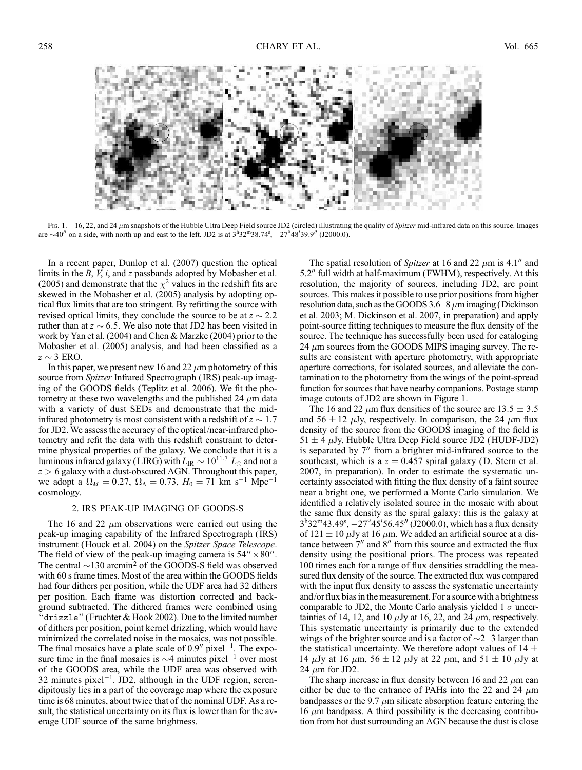Fig. 1.—16, 22, and 24 $\mu$m snapshots of the Hubble Ultra Deep Field source JD2 (circled) illustrating the quality of *Spitzer* mid-infrared data on this source. Images are ~40″ on a side, with north up and east to the left. JD2 is at $3^h32^m38.74^s$, $-27°48'39.9''$ (J2000.0).

In a recent paper, Dunlop et al. (2007) question the optical limits in the *B*, *V*, *i*, and *z* passbands adopted by Mobasher et al. (2005) and demonstrate that the $\chi^2$ values in the redshift fits are skewed in the Mobasher et al. (2005) analysis by adopting optical flux limits that are too stringent. By refitting the source with revised optical limits, they conclude the source to be at $z \sim 2.2$ rather than at $z \sim 6.5$. We also note that JD2 has been visited in work by Yan et al. (2004) and Chen & Marzke (2004) prior to the Mobasher et al. (2005) analysis, and had been classified as a $z \sim 3$ ERO.

In this paper, we present new 16 and 22 $\mu$m photometry of this source from *Spitzer* Infrared Spectrograph (IRS) peak-up imaging of the GOODS fields (Teplitz et al. 2006). We fit the photometry at these two wavelengths and the published 24 $\mu$m data with a variety of dust SEDs and demonstrate that the mid-infrared photometry is most consistent with a redshift of $z \sim 1.7$ for JD2. We assess the accuracy of the optical/near-infrared photometry and refit the data with this redshift constraint to determine physical properties of the galaxy. We conclude that it is a luminous infrared galaxy (LIRG) with $L_{\rm IR} \sim 10^{11.7}\ L_\odot$ and not a $z > 6$ galaxy with a dust-obscured AGN. Throughout this paper, we adopt a $\Omega_M = 0.27$, $\Omega_\Lambda = 0.73$, $H_0 = 71$ km s$^{-1}$ Mpc$^{-1}$ cosmology.

## 2. IRS PEAK-UP IMAGING OF GOODS-S

The 16 and 22 $\mu$m observations were carried out using the peak-up imaging capability of the Infrared Spectrograph (IRS) instrument (Houck et al. 2004) on the *Spitzer Space Telescope*. The field of view of the peak-up imaging camera is $54'' \times 80''$. The central ~130 arcmin$^2$ of the GOODS-S field was observed with 60 s frame times. Most of the area within the GOODS fields had four dithers per position, while the UDF area had 32 dithers per position. Each frame was distortion corrected and background subtracted. The dithered frames were combined using "drizzle" (Fruchter & Hook 2002). Due to the limited number of dithers per position, point kernel drizzling, which would have minimized the correlated noise in the mosaics, was not possible. The final mosaics have a plate scale of 0.9″ pixel$^{-1}$. The exposure time in the final mosaics is ~4 minutes pixel$^{-1}$ over most of the GOODS area, while the UDF area was observed with 32 minutes pixel$^{-1}$. JD2, although in the UDF region, serendipitously lies in a part of the coverage map where the exposure time is 68 minutes, about twice that of the nominal UDF. As a result, the statistical uncertainty on its flux is lower than for the average UDF source of the same brightness.

The spatial resolution of *Spitzer* at 16 and 22 $\mu$m is 4.1″ and 5.2″ full width at half-maximum (FWHM), respectively. At this resolution, the majority of sources, including JD2, are point sources. This makes it possible to use prior positions from higher resolution data, such as the GOODS 3.6–8 $\mu$m imaging (Dickinson et al. 2003; M. Dickinson et al. 2007, in preparation) and apply point-source fitting techniques to measure the flux density of the source. The technique has successfully been used for cataloging 24 $\mu$m sources from the GOODS MIPS imaging survey. The results are consistent with aperture photometry, with appropriate aperture corrections, for isolated sources, and alleviate the contamination to the photometry from the wings of the point-spread function for sources that have nearby companions. Postage stamp image cutouts of JD2 are shown in Figure 1.

The 16 and 22 $\mu$m flux densities of the source are $13.5 \pm 3.5$ and $56 \pm 12$ $\mu$Jy, respectively. In comparison, the 24 $\mu$m flux density of the source from the GOODS imaging of the field is $51 \pm 4$ $\mu$Jy. Hubble Ultra Deep Field source JD2 (HUDF-JD2) is separated by 7″ from a brighter mid-infrared source to the southeast, which is a $z = 0.457$ spiral galaxy (D. Stern et al. 2007, in preparation). In order to estimate the systematic uncertainty associated with fitting the flux density of a faint source near a bright one, we performed a Monte Carlo simulation. We identified a relatively isolated source in the mosaic with about the same flux density as the spiral galaxy: this is the galaxy at $3^h32^m43.49^s$, $-27°45'56.45''$ (J2000.0), which has a flux density of $121 \pm 10$ $\mu$Jy at 16 $\mu$m. We added an artificial source at a distance between 7″ and 8″ from this source and extracted the flux density using the positional priors. The process was repeated 100 times each for a range of flux densities straddling the measured flux density of the source. The extracted flux was compared with the input flux density to assess the systematic uncertainty and/or flux bias in the measurement. For a source with a brightness comparable to JD2, the Monte Carlo analysis yielded 1 $\sigma$ uncertainties of 14, 12, and 10 $\mu$Jy at 16, 22, and 24 $\mu$m, respectively. This systematic uncertainty is primarily due to the extended wings of the brighter source and is a factor of ~2–3 larger than the statistical uncertainty. We therefore adopt values of $14 \pm 14$ $\mu$Jy at 16 $\mu$m, $56 \pm 12$ $\mu$Jy at 22 $\mu$m, and $51 \pm 10$ $\mu$Jy at 24 $\mu$m for JD2.

The sharp increase in flux density between 16 and 22 $\mu$m can either be due to the entrance of PAHs into the 22 and 24 $\mu$m bandpasses or the 9.7 $\mu$m silicate absorption feature entering the 16 $\mu$m bandpass. A third possibility is the decreasing contribution from hot dust surrounding an AGN because the dust is close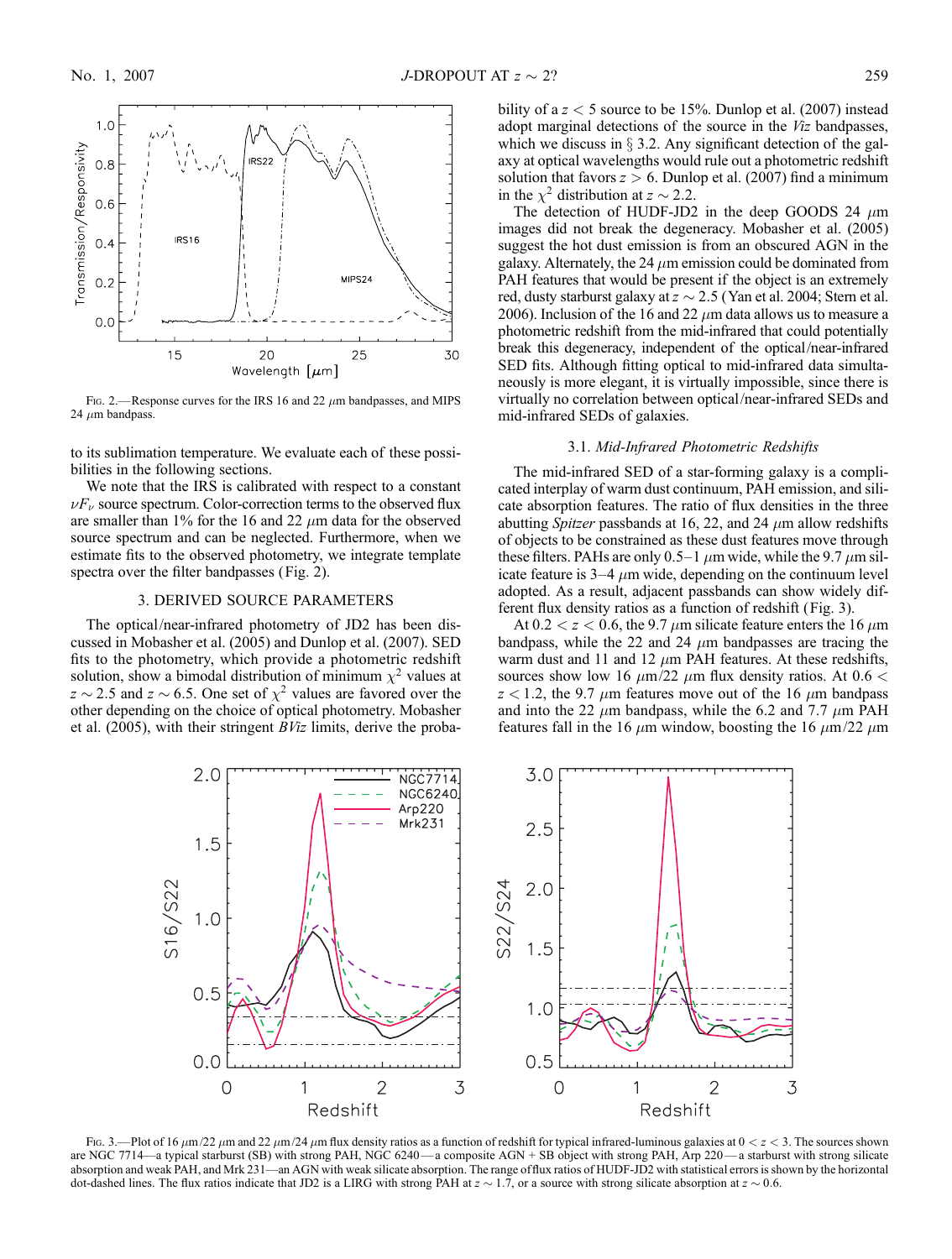Fig. 2.—Response curves for the IRS 16 and 22 $\mu$m bandpasses, and MIPS 24 $\mu$m bandpass.

to its sublimation temperature. We evaluate each of these possibilities in the following sections.

We note that the IRS is calibrated with respect to a constant $\nu F_\nu$ source spectrum. Color-correction terms to the observed flux are smaller than 1% for the 16 and 22 $\mu$m data for the observed source spectrum and can be neglected. Furthermore, when we estimate fits to the observed photometry, we integrate template spectra over the filter bandpasses (Fig. 2).

## 3. DERIVED SOURCE PARAMETERS

The optical/near-infrared photometry of JD2 has been discussed in Mobasher et al. (2005) and Dunlop et al. (2007). SED fits to the photometry, which provide a photometric redshift solution, show a bimodal distribution of minimum $\chi^2$ values at $z \sim 2.5$ and $z \sim 6.5$. One set of $\chi^2$ values are favored over the other depending on the choice of optical photometry. Mobasher et al. (2005), with their stringent *BViz* limits, derive the probability of a $z < 5$ source to be 15%. Dunlop et al. (2007) instead adopt marginal detections of the source in the *Viz* bandpasses, which we discuss in § 3.2. Any significant detection of the galaxy at optical wavelengths would rule out a photometric redshift solution that favors $z > 6$. Dunlop et al. (2007) find a minimum in the $\chi^2$ distribution at $z \sim 2.2$.

The detection of HUDF-JD2 in the deep GOODS 24 $\mu$m images did not break the degeneracy. Mobasher et al. (2005) suggest the hot dust emission is from an obscured AGN in the galaxy. Alternately, the 24 $\mu$m emission could be dominated from PAH features that would be present if the object is an extremely red, dusty starburst galaxy at $z \sim 2.5$ (Yan et al. 2004; Stern et al. 2006). Inclusion of the 16 and 22 $\mu$m data allows us to measure a photometric redshift from the mid-infrared that could potentially break this degeneracy, independent of the optical/near-infrared SED fits. Although fitting optical to mid-infrared data simultaneously is more elegant, it is virtually impossible, since there is virtually no correlation between optical/near-infrared SEDs and mid-infrared SEDs of galaxies.

### 3.1. *Mid-Infrared Photometric Redshifts*

The mid-infrared SED of a star-forming galaxy is a complicated interplay of warm dust continuum, PAH emission, and silicate absorption features. The ratio of flux densities in the three abutting *Spitzer* passbands at 16, 22, and 24 $\mu$m allow redshifts of objects to be constrained as these dust features move through these filters. PAHs are only 0.5–1 $\mu$m wide, while the 9.7 $\mu$m silicate feature is 3–4 $\mu$m wide, depending on the continuum level adopted. As a result, adjacent passbands can show widely different flux density ratios as a function of redshift (Fig. 3).

At $0.2 < z < 0.6$, the 9.7 $\mu$m silicate feature enters the 16 $\mu$m bandpass, while the 22 and 24 $\mu$m bandpasses are tracing the warm dust and 11 and 12 $\mu$m PAH features. At these redshifts, sources show low 16 $\mu$m/22 $\mu$m flux density ratios. At $0.6 < z < 1.2$, the 9.7 $\mu$m features move out of the 16 $\mu$m bandpass and into the 22 $\mu$m bandpass, while the 6.2 and 7.7 $\mu$m PAH features fall in the 16 $\mu$m window, boosting the 16 $\mu$m/22 $\mu$m

Fig. 3.—Plot of 16 $\mu$m/22 $\mu$m and 22 $\mu$m/24 $\mu$m flux density ratios as a function of redshift for typical infrared-luminous galaxies at $0 < z < 3$. The sources shown are NGC 7714—a typical starburst (SB) with strong PAH, NGC 6240—a composite AGN + SB object with strong PAH, Arp 220—a starburst with strong silicate absorption and weak PAH, and Mrk 231—an AGN with weak silicate absorption. The range of flux ratios of HUDF-JD2 with statistical errors is shown by the horizontal dot-dashed lines. The flux ratios indicate that JD2 is a LIRG with strong PAH at $z \sim 1.7$, or a source with strong silicate absorption at $z \sim 0.6$.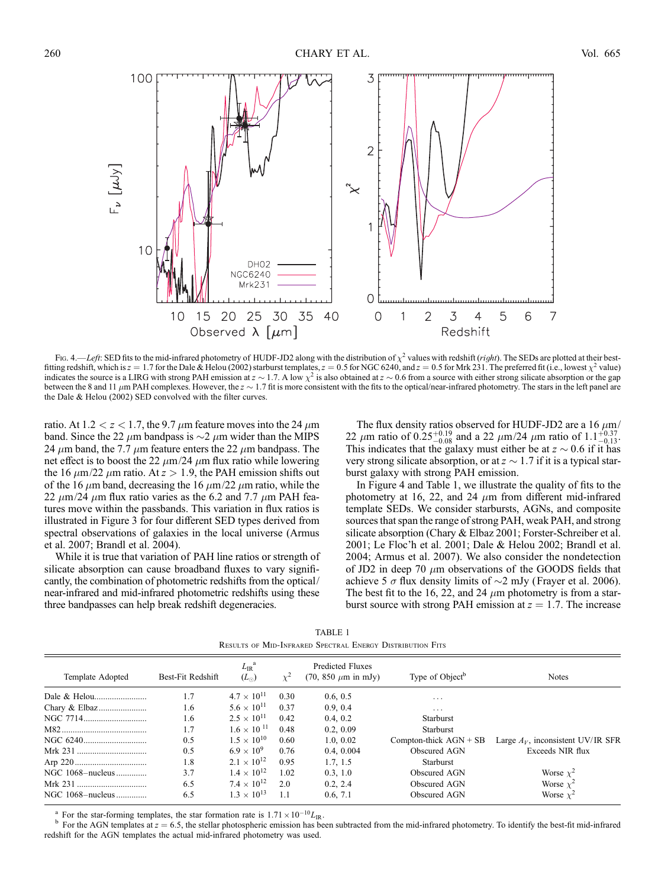Fig. 4.—*Left*: SED fits to the mid-infrared photometry of HUDF-JD2 along with the distribution of $\chi^2$ values with redshift (*right*). The SEDs are plotted at their best-fitting redshift, which is $z = 1.7$ for the Dale & Helou (2002) starburst templates, $z = 0.5$ for NGC 6240, and $z = 0.5$ for Mrk 231. The preferred fit (i.e., lowest $\chi^2$ value) indicates the source is a LIRG with strong PAH emission at $z \sim 1.7$. A low $\chi^2$ is also obtained at $z \sim 0.6$ from a source with either strong silicate absorption or the gap between the 8 and 11 $\mu$m PAH complexes. However, the $z \sim 1.7$ fit is more consistent with the fits to the optical/near-infrared photometry. The stars in the left panel are the Dale & Helou (2002) SED convolved with the filter curves.

ratio. At $1.2 < z < 1.7$, the 9.7 $\mu$m feature moves into the 24 $\mu$m band. Since the 22 $\mu$m bandpass is $\sim$2 $\mu$m wider than the MIPS 24 $\mu$m band, the 7.7 $\mu$m feature enters the 22 $\mu$m bandpass. The net effect is to boost the 22 $\mu$m/24 $\mu$m flux ratio while lowering the 16 $\mu$m/22 $\mu$m ratio. At $z > 1.9$, the PAH emission shifts out of the 16 $\mu$m band, decreasing the 16 $\mu$m/22 $\mu$m ratio, while the 22 $\mu$m/24 $\mu$m flux ratio varies as the 6.2 and 7.7 $\mu$m PAH features move within the passbands. This variation in flux ratios is illustrated in Figure 3 for four different SED types derived from spectral observations of galaxies in the local universe (Armus et al. 2007; Brandl et al. 2004).

While it is true that variation of PAH line ratios or strength of silicate absorption can cause broadband fluxes to vary significantly, the combination of photometric redshifts from the optical/near-infrared and mid-infrared photometric redshifts using these three bandpasses can help break redshift degeneracies.

The flux density ratios observed for HUDF-JD2 are a 16 $\mu$m/22 $\mu$m ratio of $0.25^{+0.19}_{-0.08}$ and a 22 $\mu$m/24 $\mu$m ratio of $1.1^{+0.37}_{-0.13}$. This indicates that the galaxy must either be at $z \sim 0.6$ if it has very strong silicate absorption, or at $z \sim 1.7$ if it is a typical starburst galaxy with strong PAH emission.

In Figure 4 and Table 1, we illustrate the quality of fits to the photometry at 16, 22, and 24 $\mu$m from different mid-infrared template SEDs. We consider starbursts, AGNs, and composite sources that span the range of strong PAH, weak PAH, and strong silicate absorption (Chary & Elbaz 2001; Forster-Schreiber et al. 2001; Le Floc'h et al. 2001; Dale & Helou 2002; Brandl et al. 2004; Armus et al. 2007). We also consider the nondetection of JD2 in deep 70 $\mu$m observations of the GOODS fields that achieve 5 $\sigma$ flux density limits of $\sim$2 mJy (Frayer et al. 2006). The best fit to the 16, 22, and 24 $\mu$m photometry is from a starburst source with strong PAH emission at $z = 1.7$. The increase

TABLE 1
Results of Mid-Infrared Spectral Energy Distribution Fits

| Template Adopted | Best-Fit Redshift | $L_{IR}$[a] ($L_\odot$) | $\chi^2$ | Predicted Fluxes (70, 850 $\mu$m in mJy) | Type of Object[b] | Notes |
|---|---|---|---|---|---|---|
| Dale & Helou | 1.7 | $4.7 \times 10^{11}$ | 0.30 | 0.6, 0.5 | ... | |
| Chary & Elbaz | 1.6 | $5.6 \times 10^{11}$ | 0.37 | 0.9, 0.4 | ... | |
| NGC 7714 | 1.6 | $2.5 \times 10^{11}$ | 0.42 | 0.4, 0.2 | Starburst | |
| M82 | 1.7 | $1.6 \times 10^{11}$ | 0.48 | 0.2, 0.09 | Starburst | |
| NGC 6240 | 0.5 | $1.5 \times 10^{10}$ | 0.60 | 1.0, 0.02 | Compton-thick AGN + SB | Large $A_V$, inconsistent UV/IR SFR |
| Mrk 231 | 0.5 | $6.9 \times 10^{9}$ | 0.76 | 0.4, 0.004 | Obscured AGN | Exceeds NIR flux |
| Arp 220 | 1.8 | $2.1 \times 10^{12}$ | 0.95 | 1.7, 1.5 | Starburst | |
| NGC 1068–nucleus | 3.7 | $1.4 \times 10^{12}$ | 1.02 | 0.3, 1.0 | Obscured AGN | Worse $\chi^2$ |
| Mrk 231 | 6.5 | $7.4 \times 10^{12}$ | 2.0 | 0.2, 2.4 | Obscured AGN | Worse $\chi^2$ |
| NGC 1068–nucleus | 6.5 | $1.3 \times 10^{13}$ | 1.1 | 0.6, 7.1 | Obscured AGN | Worse $\chi^2$ |

[a] For the star-forming templates, the star formation rate is $1.71 \times 10^{-10} L_{IR}$.
[b] For the AGN templates at $z = 6.5$, the stellar photospheric emission has been subtracted from the mid-infrared photometry. To identify the best-fit mid-infrared redshift for the AGN templates the actual mid-infrared photometry was used.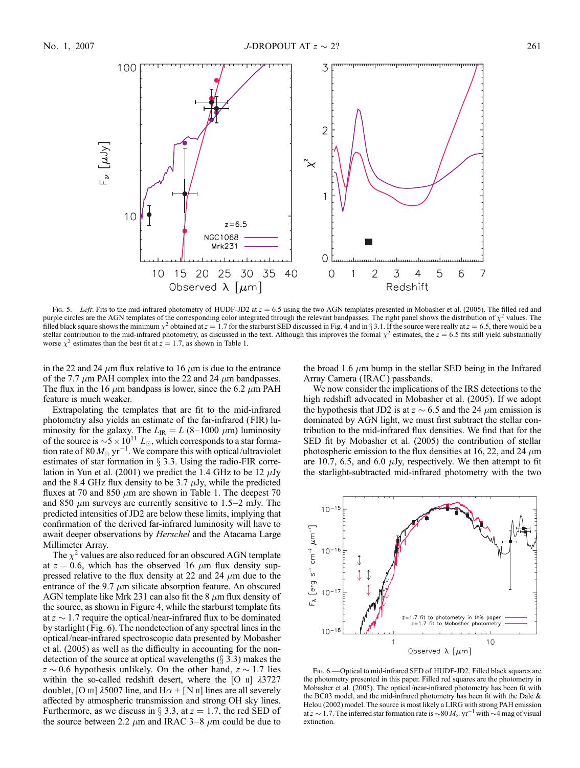FIG. 5.—*Left*: Fits to the mid-infrared photometry of HUDF-JD2 at $z = 6.5$ using the two AGN templates presented in Mobasher et al. (2005). The filled red and purple circles are the AGN templates of the corresponding color integrated through the relevant bandpasses. The right panel shows the distribution of $\chi^2$ values. The filled black square shows the minimum $\chi^2$ obtained at $z = 1.7$ for the starburst SED discussed in Fig. 4 and in § 3.1. If the source were really at $z = 6.5$, there would be a stellar contribution to the mid-infrared photometry, as discussed in the text. Although this improves the formal $\chi^2$ estimates, the $z = 6.5$ fits still yield substantially worse $\chi^2$ estimates than the best fit at $z = 1.7$, as shown in Table 1.

in the 22 and 24 $\mu$m flux relative to 16 $\mu$m is due to the entrance of the 7.7 $\mu$m PAH complex into the 22 and 24 $\mu$m bandpasses. The flux in the 16 $\mu$m bandpass is lower, since the 6.2 $\mu$m PAH feature is much weaker.

Extrapolating the templates that are fit to the mid-infrared photometry also yields an estimate of the far-infrared (FIR) luminosity for the galaxy. The $L_{\rm IR} = L$ (8–1000 $\mu$m) luminosity of the source is $\sim 5 \times 10^{11}$ $L_\odot$, which corresponds to a star formation rate of 80 $M_\odot$ yr$^{-1}$. We compare this with optical/ultraviolet estimates of star formation in § 3.3. Using the radio-FIR correlation in Yun et al. (2001) we predict the 1.4 GHz to be 12 $\mu$Jy and the 8.4 GHz flux density to be 3.7 $\mu$Jy, while the predicted fluxes at 70 and 850 $\mu$m are shown in Table 1. The deepest 70 and 850 $\mu$m surveys are currently sensitive to 1.5–2 mJy. The predicted intensities of JD2 are below these limits, implying that confirmation of the derived far-infrared luminosity will have to await deeper observations by *Herschel* and the Atacama Large Millimeter Array.

The $\chi^2$ values are also reduced for an obscured AGN template at $z = 0.6$, which has the observed 16 $\mu$m flux density suppressed relative to the flux density at 22 and 24 $\mu$m due to the entrance of the 9.7 $\mu$m silicate absorption feature. An obscured AGN template like Mrk 231 can also fit the 8 $\mu$m flux density of the source, as shown in Figure 4, while the starburst template fits at $z \sim 1.7$ require the optical/near-infrared flux to be dominated by starlight (Fig. 6). The nondetection of any spectral lines in the optical/near-infrared spectroscopic data presented by Mobasher et al. (2005) as well as the difficulty in accounting for the nondetection of the source at optical wavelengths (§ 3.3) makes the $z \sim 0.6$ hypothesis unlikely. On the other hand, $z \sim 1.7$ lies within the so-called redshift desert, where the [O II] $\lambda$3727 doublet, [O III] $\lambda$5007 line, and H$\alpha$ + [N II] lines are all severely affected by atmospheric transmission and strong OH sky lines. Furthermore, as we discuss in § 3.3, at $z = 1.7$, the red SED of the source between 2.2 $\mu$m and IRAC 3–8 $\mu$m could be due to the broad 1.6 $\mu$m bump in the stellar SED being in the Infrared Array Camera (IRAC) passbands.

We now consider the implications of the IRS detections to the high redshift advocated in Mobasher et al. (2005). If we adopt the hypothesis that JD2 is at $z \sim 6.5$ and the 24 $\mu$m emission is dominated by AGN light, we must first subtract the stellar contribution to the mid-infrared flux densities. We find that for the SED fit by Mobasher et al. (2005) the contribution of stellar photospheric emission to the flux densities at 16, 22, and 24 $\mu$m are 10.7, 6.5, and 6.0 $\mu$Jy, respectively. We then attempt to fit the starlight-subtracted mid-infrared photometry with the two

FIG. 6.—Optical to mid-infrared SED of HUDF-JD2. Filled black squares are the photometry presented in this paper. Filled red squares are the photometry in Mobasher et al. (2005). The optical/near-infrared photometry has been fit with the BC03 model, and the mid-infrared photometry has been fit with the Dale & Helou (2002) model. The source is most likely a LIRG with strong PAH emission at $z \sim 1.7$. The inferred star formation rate is $\sim 80$ $M_\odot$ yr$^{-1}$ with $\sim 4$ mag of visual extinction.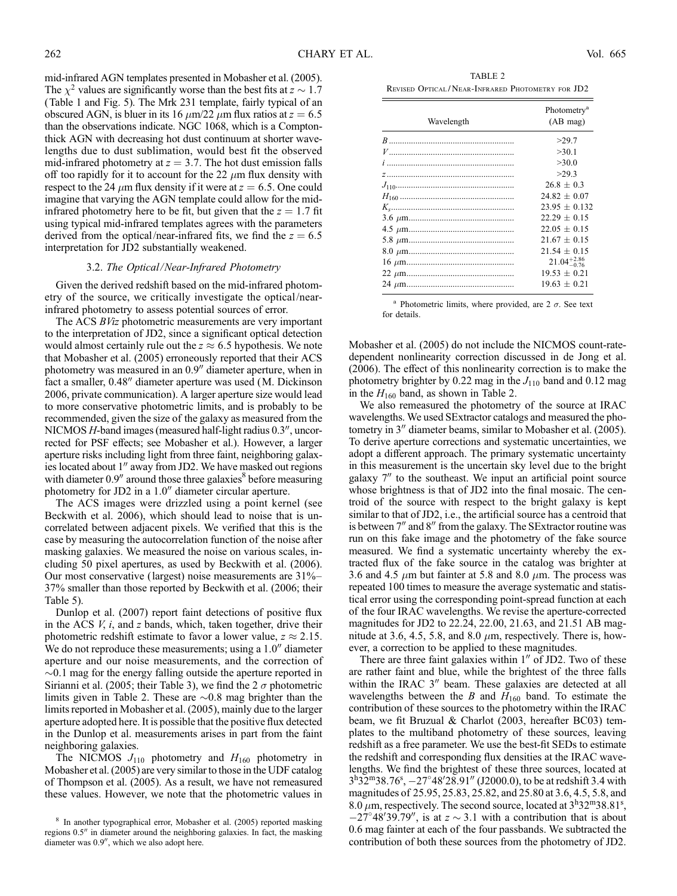mid-infrared AGN templates presented in Mobasher et al. (2005). The $\chi^2$ values are significantly worse than the best fits at $z \sim 1.7$ (Table 1 and Fig. 5). The Mrk 231 template, fairly typical of an obscured AGN, is bluer in its 16 $\mu$m/22 $\mu$m flux ratios at $z = 6.5$ than the observations indicate. NGC 1068, which is a Compton-thick AGN with decreasing hot dust continuum at shorter wavelengths due to dust sublimation, would best fit the observed mid-infrared photometry at $z = 3.7$. The hot dust emission falls off too rapidly for it to account for the 22 $\mu$m flux density with respect to the 24 $\mu$m flux density if it were at $z = 6.5$. One could imagine that varying the AGN template could allow for the mid-infrared photometry here to be fit, but given that the $z = 1.7$ fit using typical mid-infrared templates agrees with the parameters derived from the optical/near-infrared fits, we find the $z = 6.5$ interpretation for JD2 substantially weakened.

### 3.2. *The Optical/Near-Infrared Photometry*

Given the derived redshift based on the mid-infrared photometry of the source, we critically investigate the optical/near-infrared photometry to assess potential sources of error.

The ACS *BViz* photometric measurements are very important to the interpretation of JD2, since a significant optical detection would almost certainly rule out the $z \approx 6.5$ hypothesis. We note that Mobasher et al. (2005) erroneously reported that their ACS photometry was measured in an 0.9″ diameter aperture, when in fact a smaller, 0.48″ diameter aperture was used (M. Dickinson 2006, private communication). A larger aperture size would lead to more conservative photometric limits, and is probably to be recommended, given the size of the galaxy as measured from the NICMOS *H*-band images (measured half-light radius 0.3″, uncorrected for PSF effects; see Mobasher et al.). However, a larger aperture risks including light from three faint, neighboring galaxies located about 1″ away from JD2. We have masked out regions with diameter 0.9″ around those three galaxies[8] before measuring photometry for JD2 in a 1.0″ diameter circular aperture.

The ACS images were drizzled using a point kernel (see Beckwith et al. 2006), which should lead to noise that is uncorrelated between adjacent pixels. We verified that this is the case by measuring the autocorrelation function of the noise after masking galaxies. We measured the noise on various scales, including 50 pixel apertures, as used by Beckwith et al. (2006). Our most conservative (largest) noise measurements are 31%–37% smaller than those reported by Beckwith et al. (2006; their Table 5).

Dunlop et al. (2007) report faint detections of positive flux in the ACS *V*, *i*, and *z* bands, which, taken together, drive their photometric redshift estimate to favor a lower value, $z \approx 2.15$. We do not reproduce these measurements; using a 1.0″ diameter aperture and our noise measurements, and the correction of $\sim$0.1 mag for the energy falling outside the aperture reported in Sirianni et al. (2005; their Table 3), we find the 2 $\sigma$ photometric limits given in Table 2. These are $\sim$0.8 mag brighter than the limits reported in Mobasher et al. (2005), mainly due to the larger aperture adopted here. It is possible that the positive flux detected in the Dunlop et al. measurements arises in part from the faint neighboring galaxies.

The NICMOS $J_{110}$ photometry and $H_{160}$ photometry in Mobasher et al. (2005) are very similar to those in the UDF catalog of Thompson et al. (2005). As a result, we have not remeasured these values. However, we note that the photometric values in

[8] In another typographical error, Mobasher et al. (2005) reported masking regions 0.5″ in diameter around the neighboring galaxies. In fact, the masking diameter was 0.9″, which we also adopt here.

TABLE 2
Revised Optical/Near-Infrared Photometry for JD2

| Wavelength | Photometry[a] (AB mag) |
|---|---|
| *B* | >29.7 |
| *V* | >30.1 |
| *i* | >30.0 |
| *z* | >29.3 |
| $J_{110}$ | 26.8 ± 0.3 |
| $H_{160}$ | 24.82 ± 0.07 |
| $K_s$ | 23.95 ± 0.132 |
| 3.6 $\mu$m | 22.29 ± 0.15 |
| 4.5 $\mu$m | 22.05 ± 0.15 |
| 5.8 $\mu$m | 21.67 ± 0.15 |
| 8.0 $\mu$m | 21.54 ± 0.15 |
| 16 $\mu$m | $21.04^{+2.86}_{-0.76}$ |
| 22 $\mu$m | 19.53 ± 0.21 |
| 24 $\mu$m | 19.63 ± 0.21 |

[a] Photometric limits, where provided, are 2 $\sigma$. See text for details.

Mobasher et al. (2005) do not include the NICMOS count-rate-dependent nonlinearity correction discussed in de Jong et al. (2006). The effect of this nonlinearity correction is to make the photometry brighter by 0.22 mag in the $J_{110}$ band and 0.12 mag in the $H_{160}$ band, as shown in Table 2.

We also remeasured the photometry of the source at IRAC wavelengths. We used SExtractor catalogs and measured the photometry in 3″ diameter beams, similar to Mobasher et al. (2005). To derive aperture corrections and systematic uncertainties, we adopt a different approach. The primary systematic uncertainty in this measurement is the uncertain sky level due to the bright galaxy 7″ to the southeast. We input an artificial point source whose brightness is that of JD2 into the final mosaic. The centroid of the source with respect to the bright galaxy is kept similar to that of JD2, i.e., the artificial source has a centroid that is between 7″ and 8″ from the galaxy. The SExtractor routine was run on this fake image and the photometry of the fake source measured. We find a systematic uncertainty whereby the extracted flux of the fake source in the catalog was brighter at 3.6 and 4.5 $\mu$m but fainter at 5.8 and 8.0 $\mu$m. The process was repeated 100 times to measure the average systematic and statistical error using the corresponding point-spread function at each of the four IRAC wavelengths. We revise the aperture-corrected magnitudes for JD2 to 22.24, 22.00, 21.63, and 21.51 AB magnitude at 3.6, 4.5, 5.8, and 8.0 $\mu$m, respectively. There is, however, a correction to be applied to these magnitudes.

There are three faint galaxies within 1″ of JD2. Two of these are rather faint and blue, while the brightest of the three falls within the IRAC 3″ beam. These galaxies are detected at all wavelengths between the *B* and $H_{160}$ band. To estimate the contribution of these sources to the photometry within the IRAC beam, we fit Bruzual & Charlot (2003, hereafter BC03) templates to the multiband photometry of these sources, leaving redshift as a free parameter. We use the best-fit SEDs to estimate the redshift and corresponding flux densities at the IRAC wavelengths. We find the brightest of these three sources, located at $3^h32^m38.76^s$, $-27°48'28.91''$ (J2000.0), to be at redshift 3.4 with magnitudes of 25.95, 25.83, 25.82, and 25.80 at 3.6, 4.5, 5.8, and 8.0 $\mu$m, respectively. The second source, located at $3^h32^m38.81^s$, $-27°48'39.79''$, is at $z \sim 3.1$ with a contribution that is about 0.6 mag fainter at each of the four passbands. We subtracted the contribution of both these sources from the photometry of JD2.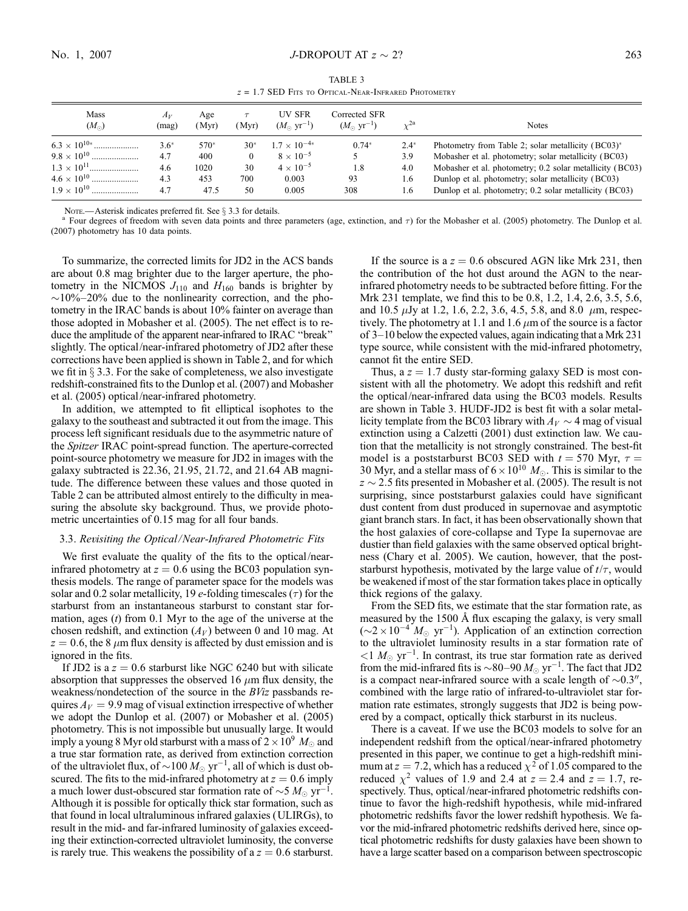TABLE 3

$z = 1.7$ SED Fits to Optical-Near-Infrared Photometry

| Mass ($M_\odot$) | $A_V$ (mag) | Age (Myr) | $\tau$ (Myr) | UV SFR ($M_\odot$ yr$^{-1}$) | Corrected SFR ($M_\odot$ yr$^{-1}$) | $\chi^{2a}$ | Notes |
|---|---|---|---|---|---|---|---|
| $6.3 \times 10^{10*}$ | 3.6* | 570* | 30* | $1.7 \times 10^{-4*}$ | 0.74* | 2.4* | Photometry from Table 2; solar metallicity (BC03)* |
| $9.8 \times 10^{10}$ | 4.7 | 400 | 0 | $8 \times 10^{-5}$ | 5 | 3.9 | Mobasher et al. photometry; solar metallicity (BC03) |
| $1.3 \times 10^{11}$ | 4.6 | 1020 | 30 | $4 \times 10^{-5}$ | 1.8 | 4.0 | Mobasher et al. photometry; 0.2 solar metallicity (BC03) |
| $4.6 \times 10^{10}$ | 4.3 | 453 | 700 | 0.003 | 93 | 1.6 | Dunlop et al. photometry; solar metallicity (BC03) |
| $1.9 \times 10^{10}$ | 4.7 | 47.5 | 50 | 0.005 | 308 | 1.6 | Dunlop et al. photometry; 0.2 solar metallicity (BC03) |

Note.—Asterisk indicates preferred fit. See § 3.3 for details.

[a] Four degrees of freedom with seven data points and three parameters (age, extinction, and $\tau$) for the Mobasher et al. (2005) photometry. The Dunlop et al. (2007) photometry has 10 data points.

To summarize, the corrected limits for JD2 in the ACS bands are about 0.8 mag brighter due to the larger aperture, the photometry in the NICMOS $J_{110}$ and $H_{160}$ bands is brighter by ~10%–20% due to the nonlinearity correction, and the photometry in the IRAC bands is about 10% fainter on average than those adopted in Mobasher et al. (2005). The net effect is to reduce the amplitude of the apparent near-infrared to IRAC "break" slightly. The optical/near-infrared photometry of JD2 after these corrections have been applied is shown in Table 2, and for which we fit in § 3.3. For the sake of completeness, we also investigate redshift-constrained fits to the Dunlop et al. (2007) and Mobasher et al. (2005) optical/near-infrared photometry.

In addition, we attempted to fit elliptical isophotes to the galaxy to the southeast and subtracted it out from the image. This process left significant residuals due to the asymmetric nature of the *Spitzer* IRAC point-spread function. The aperture-corrected point-source photometry we measure for JD2 in images with the galaxy subtracted is 22.36, 21.95, 21.72, and 21.64 AB magnitude. The difference between these values and those quoted in Table 2 can be attributed almost entirely to the difficulty in measuring the absolute sky background. Thus, we provide photometric uncertainties of 0.15 mag for all four bands.

### 3.3. *Revisiting the Optical/Near-Infrared Photometric Fits*

We first evaluate the quality of the fits to the optical/near-infrared photometry at $z = 0.6$ using the BC03 population synthesis models. The range of parameter space for the models was solar and 0.2 solar metallicity, 19 $e$-folding timescales ($\tau$) for the starburst from an instantaneous starburst to constant star formation, ages ($t$) from 0.1 Myr to the age of the universe at the chosen redshift, and extinction ($A_V$) between 0 and 10 mag. At $z = 0.6$, the 8 $\mu$m flux density is affected by dust emission and is ignored in the fits.

If JD2 is a $z = 0.6$ starburst like NGC 6240 but with silicate absorption that suppresses the observed 16 $\mu$m flux density, the weakness/nondetection of the source in the *BViz* passbands requires $A_V = 9.9$ mag of visual extinction irrespective of whether we adopt the Dunlop et al. (2007) or Mobasher et al. (2005) photometry. This is not impossible but unusually large. It would imply a young 8 Myr old starburst with a mass of $2 \times 10^9$ $M_\odot$ and a true star formation rate, as derived from extinction correction of the ultraviolet flux, of ~100 $M_\odot$ yr$^{-1}$, all of which is dust obscured. The fits to the mid-infrared photometry at $z = 0.6$ imply a much lower dust-obscured star formation rate of ~5 $M_\odot$ yr$^{-1}$. Although it is possible for optically thick star formation, such as that found in local ultraluminous infrared galaxies (ULIRGs), to result in the mid- and far-infrared luminosity of galaxies exceeding their extinction-corrected ultraviolet luminosity, the converse is rarely true. This weakens the possibility of a $z = 0.6$ starburst.

If the source is a $z = 0.6$ obscured AGN like Mrk 231, then the contribution of the hot dust around the AGN to the near-infrared photometry needs to be subtracted before fitting. For the Mrk 231 template, we find this to be 0.8, 1.2, 1.4, 2.6, 3.5, 5.6, and 10.5 $\mu$Jy at 1.2, 1.6, 2.2, 3.6, 4.5, 5.8, and 8.0 $\mu$m, respectively. The photometry at 1.1 and 1.6 $\mu$m of the source is a factor of 3–10 below the expected values, again indicating that a Mrk 231 type source, while consistent with the mid-infrared photometry, cannot fit the entire SED.

Thus, a $z = 1.7$ dusty star-forming galaxy SED is most consistent with all the photometry. We adopt this redshift and refit the optical/near-infrared data using the BC03 models. Results are shown in Table 3. HUDF-JD2 is best fit with a solar metallicity template from the BC03 library with $A_V \sim 4$ mag of visual extinction using a Calzetti (2001) dust extinction law. We caution that the metallicity is not strongly constrained. The best-fit model is a poststarburst BC03 SED with $t = 570$ Myr, $\tau = 30$ Myr, and a stellar mass of $6 \times 10^{10}$ $M_\odot$. This is similar to the $z \sim 2.5$ fits presented in Mobasher et al. (2005). The result is not surprising, since poststarburst galaxies could have significant dust content from dust produced in supernovae and asymptotic giant branch stars. In fact, it has been observationally shown that the host galaxies of core-collapse and Type Ia supernovae are dustier than field galaxies with the same observed optical brightness (Chary et al. 2005). We caution, however, that the poststarburst hypothesis, motivated by the large value of $t/\tau$, would be weakened if most of the star formation takes place in optically thick regions of the galaxy.

From the SED fits, we estimate that the star formation rate, as measured by the 1500 Å flux escaping the galaxy, is very small (~$2 \times 10^{-4}$ $M_\odot$ yr$^{-1}$). Application of an extinction correction to the ultraviolet luminosity results in a star formation rate of <1 $M_\odot$ yr$^{-1}$. In contrast, its true star formation rate as derived from the mid-infrared fits is ~80–90 $M_\odot$ yr$^{-1}$. The fact that JD2 is a compact near-infrared source with a scale length of ~0.3″, combined with the large ratio of infrared-to-ultraviolet star formation rate estimates, strongly suggests that JD2 is being powered by a compact, optically thick starburst in its nucleus.

There is a caveat. If we use the BC03 models to solve for an independent redshift from the optical/near-infrared photometry presented in this paper, we continue to get a high-redshift minimum at $z = 7.2$, which has a reduced $\chi^2$ of 1.05 compared to the reduced $\chi^2$ values of 1.9 and 2.4 at $z = 2.4$ and $z = 1.7$, respectively. Thus, optical/near-infrared photometric redshifts continue to favor the high-redshift hypothesis, while mid-infrared photometric redshifts favor the lower redshift hypothesis. We favor the mid-infrared photometric redshifts derived here, since optical photometric redshifts for dusty galaxies have been shown to have a large scatter based on a comparison between spectroscopic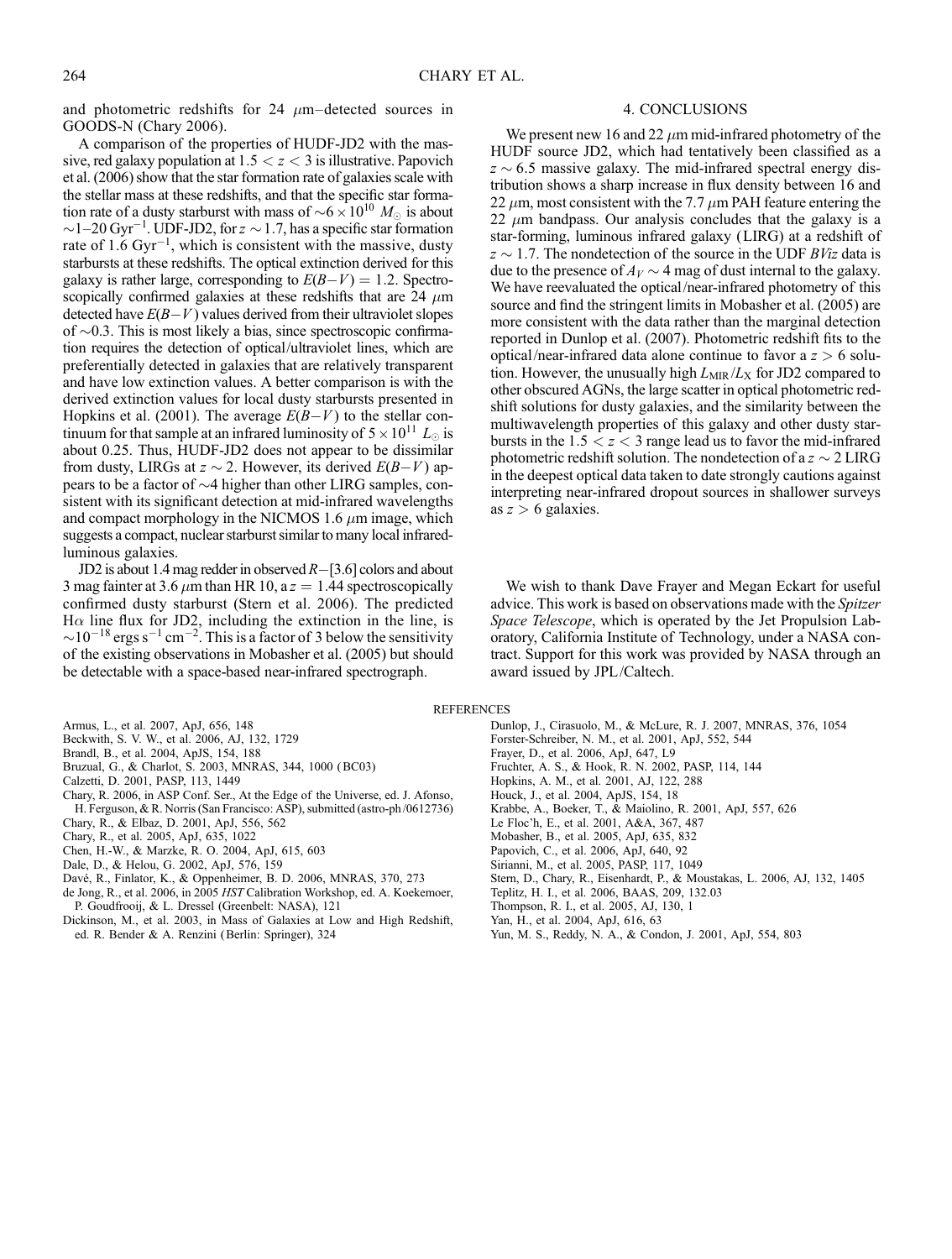and photometric redshifts for 24 $\mu$m–detected sources in GOODS-N (Chary 2006).

A comparison of the properties of HUDF-JD2 with the massive, red galaxy population at $1.5 < z < 3$ is illustrative. Papovich et al. (2006) show that the star formation rate of galaxies scale with the stellar mass at these redshifts, and that the specific star formation rate of a dusty starburst with mass of $\sim 6 \times 10^{10}$ $M_{\odot}$ is about $\sim$1–20 Gyr$^{-1}$. UDF-JD2, for $z \sim 1.7$, has a specific star formation rate of 1.6 Gyr$^{-1}$, which is consistent with the massive, dusty starbursts at these redshifts. The optical extinction derived for this galaxy is rather large, corresponding to $E(B-V) = 1.2$. Spectroscopically confirmed galaxies at these redshifts that are 24 $\mu$m detected have $E(B-V)$ values derived from their ultraviolet slopes of $\sim$0.3. This is most likely a bias, since spectroscopic confirmation requires the detection of optical/ultraviolet lines, which are preferentially detected in galaxies that are relatively transparent and have low extinction values. A better comparison is with the derived extinction values for local dusty starbursts presented in Hopkins et al. (2001). The average $E(B-V)$ to the stellar continuum for that sample at an infrared luminosity of $5 \times 10^{11}$ $L_{\odot}$ is about 0.25. Thus, HUDF-JD2 does not appear to be dissimilar from dusty, LIRGs at $z \sim 2$. However, its derived $E(B-V)$ appears to be a factor of $\sim$4 higher than other LIRG samples, consistent with its significant detection at mid-infrared wavelengths and compact morphology in the NICMOS 1.6 $\mu$m image, which suggests a compact, nuclear starburst similar to many local infrared-luminous galaxies.

JD2 is about 1.4 mag redder in observed $R-[3.6]$ colors and about 3 mag fainter at 3.6 $\mu$m than HR 10, a $z = 1.44$ spectroscopically confirmed dusty starburst (Stern et al. 2006). The predicted H$\alpha$ line flux for JD2, including the extinction in the line, is $\sim 10^{-18}$ ergs s$^{-1}$ cm$^{-2}$. This is a factor of 3 below the sensitivity of the existing observations in Mobasher et al. (2005) but should be detectable with a space-based near-infrared spectrograph.

## 4. CONCLUSIONS

We present new 16 and 22 $\mu$m mid-infrared photometry of the HUDF source JD2, which had tentatively been classified as a $z \sim 6.5$ massive galaxy. The mid-infrared spectral energy distribution shows a sharp increase in flux density between 16 and 22 $\mu$m, most consistent with the 7.7 $\mu$m PAH feature entering the 22 $\mu$m bandpass. Our analysis concludes that the galaxy is a star-forming, luminous infrared galaxy (LIRG) at a redshift of $z \sim 1.7$. The nondetection of the source in the UDF *BViz* data is due to the presence of $A_V \sim 4$ mag of dust internal to the galaxy. We have reevaluated the optical/near-infrared photometry of this source and find the stringent limits in Mobasher et al. (2005) are more consistent with the data rather than the marginal detection reported in Dunlop et al. (2007). Photometric redshift fits to the optical/near-infrared data alone continue to favor a $z > 6$ solution. However, the unusually high $L_{\rm MIR}/L_{\rm X}$ for JD2 compared to other obscured AGNs, the large scatter in optical photometric redshift solutions for dusty galaxies, and the similarity between the multiwavelength properties of this galaxy and other dusty starbursts in the $1.5 < z < 3$ range lead us to favor the mid-infrared photometric redshift solution. The nondetection of a $z \sim 2$ LIRG in the deepest optical data taken to date strongly cautions against interpreting near-infrared dropout sources in shallower surveys as $z > 6$ galaxies.

We wish to thank Dave Frayer and Megan Eckart for useful advice. This work is based on observations made with the *Spitzer Space Telescope*, which is operated by the Jet Propulsion Laboratory, California Institute of Technology, under a NASA contract. Support for this work was provided by NASA through an award issued by JPL/Caltech.

## REFERENCES

Armus, L., et al. 2007, ApJ, 656, 148
Beckwith, S. V. W., et al. 2006, AJ, 132, 1729
Brandl, B., et al. 2004, ApJS, 154, 188
Bruzual, G., & Charlot, S. 2003, MNRAS, 344, 1000 (BC03)
Calzetti, D. 2001, PASP, 113, 1449
Chary, R. 2006, in ASP Conf. Ser., At the Edge of the Universe, ed. J. Afonso, H. Ferguson, & R. Norris (San Francisco: ASP), submitted (astro-ph/0612736)
Chary, R., & Elbaz, D. 2001, ApJ, 556, 562
Chary, R., et al. 2005, ApJ, 635, 1022
Chen, H.-W., & Marzke, R. O. 2004, ApJ, 615, 603
Dale, D., & Helou, G. 2002, ApJ, 576, 159
Davé, R., Finlator, K., & Oppenheimer, B. D. 2006, MNRAS, 370, 273
de Jong, R., et al. 2006, in 2005 *HST* Calibration Workshop, ed. A. Koekemoer, P. Goudfrooij, & L. Dressel (Greenbelt: NASA), 121
Dickinson, M., et al. 2003, in Mass of Galaxies at Low and High Redshift, ed. R. Bender & A. Renzini (Berlin: Springer), 324
Dunlop, J., Cirasuolo, M., & McLure, R. J. 2007, MNRAS, 376, 1054
Forster-Schreiber, N. M., et al. 2001, ApJ, 552, 544
Frayer, D., et al. 2006, ApJ, 647, L9
Fruchter, A. S., & Hook, R. N. 2002, PASP, 114, 144
Hopkins, A. M., et al. 2001, AJ, 122, 288
Houck, J., et al. 2004, ApJS, 154, 18
Krabbe, A., Boeker, T., & Maiolino, R. 2001, ApJ, 557, 626
Le Floc'h, E., et al. 2001, A&A, 367, 487
Mobasher, B., et al. 2005, ApJ, 635, 832
Papovich, C., et al. 2006, ApJ, 640, 92
Sirianni, M., et al. 2005, PASP, 117, 1049
Stern, D., Chary, R., Eisenhardt, P., & Moustakas, L. 2006, AJ, 132, 1405
Teplitz, H. I., et al. 2006, BAAS, 209, 132.03
Thompson, R. I., et al. 2005, AJ, 130, 1
Yan, H., et al. 2004, ApJ, 616, 63
Yun, M. S., Reddy, N. A., & Condon, J. 2001, ApJ, 554, 803